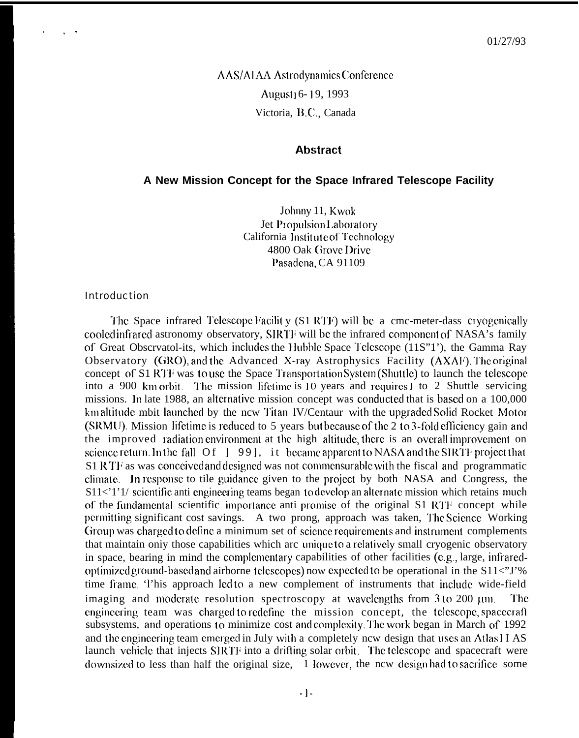01/27/93

AAS/AIAA Astrodynamics Conference

August 16-19, 1993

Victoria, B.C., Canada

## Abstract

### A New Mission Concept for the Space Infrared Telescope Facility

Johnny H. Kwok
Jet Propulsion Laboratory
California Institute of Technology
4800 Oak Grove Drive
Pasadena, CA 91109

Introduction

The Space infrared Telescope Facility (SIRTF) will be a one-meter-class cryogenically cooled infrared astronomy observatory, SIRTF will be the infrared component of NASA's family of Great Observatories, which includes the Hubble Space Telescope (HST), the Gamma Ray Observatory (GRO), and the Advanced X-ray Astrophysics Facility (AXAF). The original concept of SIRTF was to use the Space Transportation System (Shuttle) to launch the telescope into a 900 km orbit. The mission lifetime is 10 years and requires 1 to 2 Shuttle servicing missions. In late 1988, an alternative mission concept was conducted that is based on a 100,000 km altitude orbit launched by the new Titan IV/Centaur with the upgraded Solid Rocket Motor (SRMU). Mission lifetime is reduced to 5 years but because of the 2 to 3-fold efficiency gain and the improved radiation environment at the high altitude, there is an overall improvement on science return. In the fall of 1991, it became apparent to NASA and the SIRTF project that SIRTF as was conceived and designed was not commensurable with the fiscal and programmatic climate. In response to the guidance given to the project by both NASA and Congress, the SIRTF scientific and engineering teams began to develop an alternate mission which retains much of the fundamental scientific importance and promise of the original SIRTF concept while permitting significant cost savings. A two prong, approach was taken, The Science Working Group was charged to define a minimum set of science requirements and instrument complements that maintain only those capabilities which are unique to a relatively small cryogenic observatory in space, bearing in mind the complementary capabilities of other facilities (e.g., large, infrared-optimized ground-based and airborne telescopes) now expected to be operational in the SIRTF time frame. This approach led to a new complement of instruments that include wide-field imaging and moderate resolution spectroscopy at wavelengths from 3 to 200 μm. The engineering team was charged to redefine the mission concept, the telescope, spacecraft subsystems, and operations to minimize cost and complexity. The work began in March of 1992 and the engineering team emerged in July with a completely new design that uses an Atlas II AS launch vehicle that injects SIRTF into a drifting solar orbit. The telescope and spacecraft were downsized to less than half the original size, However, the new design had to sacrifice some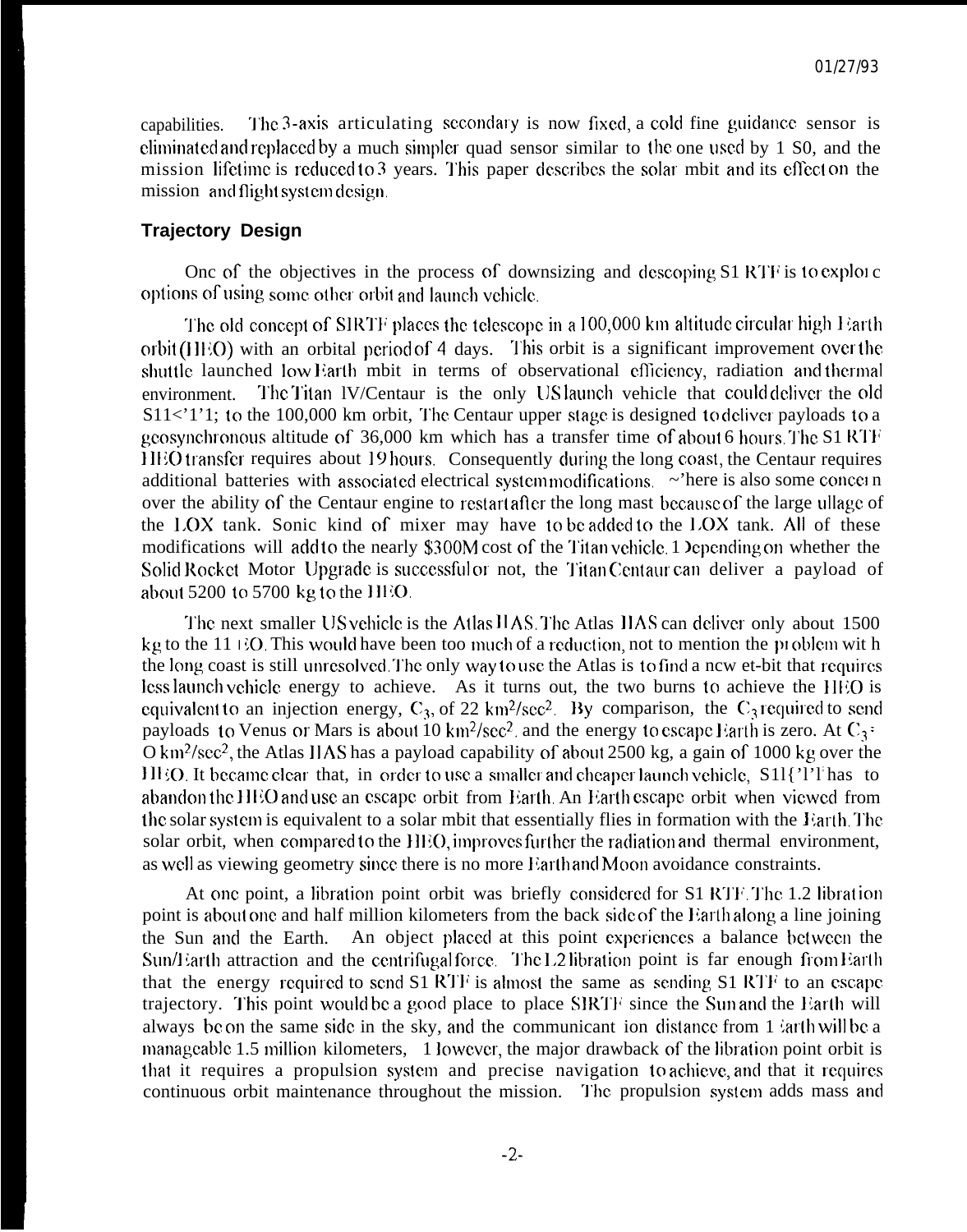capabilities. The 3-axis articulating secondary is now fixed, a cold fine guidance sensor is eliminated and replaced by a much simpler quad sensor similar to the one used by 1 S0, and the mission lifetime is reduced to 3 years. This paper describes the solar mbit and its effect on the mission and flight system design.

## Trajectory Design

Onc of the objectives in the process of downsizing and descoping S1 RTF is to exploi c options of using some other orbit and launch vehicle.

The old concept of SIRTF places the telescope in a 100,000 km altitude circular high Earth orbit (HEO) with an orbital period of 4 days. This orbit is a significant improvement over the shuttle launched low Earth mbit in terms of observational efficiency, radiation and thermal environment. The Titan IV/Centaur is the only US launch vehicle that could deliver the old S11<'1'1; to the 100,000 km orbit, The Centaur upper stage is designed to deliver payloads to a geosynchronous altitude of 36,000 km which has a transfer time of about 6 hours. The S1 RTF HEO transfer requires about 19 hours. Consequently during the long coast, the Centaur requires additional batteries with associated electrical system modifications. ~'here is also some concei n over the ability of the Centaur engine to restart after the long mast because of the large ullage of the LOX tank. Sonic kind of mixer may have to be added to the LOX tank. All of these modifications will add to the nearly $300M cost of the Titan vehicle. 1 )epending on whether the Solid Rocket Motor Upgrade is successful or not, the Titan Centaur can deliver a payload of about 5200 to 5700 kg to the HEO.

The next smaller US vehicle is the Atlas IIAS. The Atlas IIAS can deliver only about 1500 kg to the 11 EO. This would have been too much of a reduction, not to mention the pi oblem wit h the long coast is still unresolved. The only way to use the Atlas is to find a ncw et-bit that requires less launch vehicle energy to achieve. As it turns out, the two burns to achieve the HEO is equivalent to an injection energy, $C_3$, of 22 $km^2/sec^2$. By comparison, the $C_3$ required to send payloads to Venus or Mars is about 10 $km^2/sec^2$, and the energy to escape Earth is zero. At $C_3$ = O $km^2/sec^2$, the Atlas IIAS has a payload capability of about 2500 kg, a gain of 1000 kg over the HEO. It became clear that, in order to use a smaller and cheaper launch vehicle, S11{'l'l' has to abandon the HEO and use an escape orbit from Earth. An Earth escape orbit when viewed from the solar system is equivalent to a solar mbit that essentially flies in formation with the Earth. The solar orbit, when compared to the HEO, improves further the radiation and thermal environment, as well as viewing geometry since there is no more Earth and Moon avoidance constraints.

At one point, a libration point orbit was briefly considered for S1 RTF. The 1.2 libration point is about one and half million kilometers from the back side of the Earth along a line joining the Sun and the Earth. An object placed at this point experiences a balance between the Sun/Earth attraction and the centrifugal force. The L2 libration point is far enough from Earth that the energy required to send S1 RTF is almost the same as sending S1 RTF to an escape trajectory. This point would be a good place to place SIRTF since the Sun and the Earth will always be on the same side in the sky, and the communicant ion distance from 1 ;arth will be a manageable 1.5 million kilometers, 1 lowever, the major drawback of the libration point orbit is that it requires a propulsion system and precise navigation to achieve, and that it requires continuous orbit maintenance throughout the mission. The propulsion system adds mass and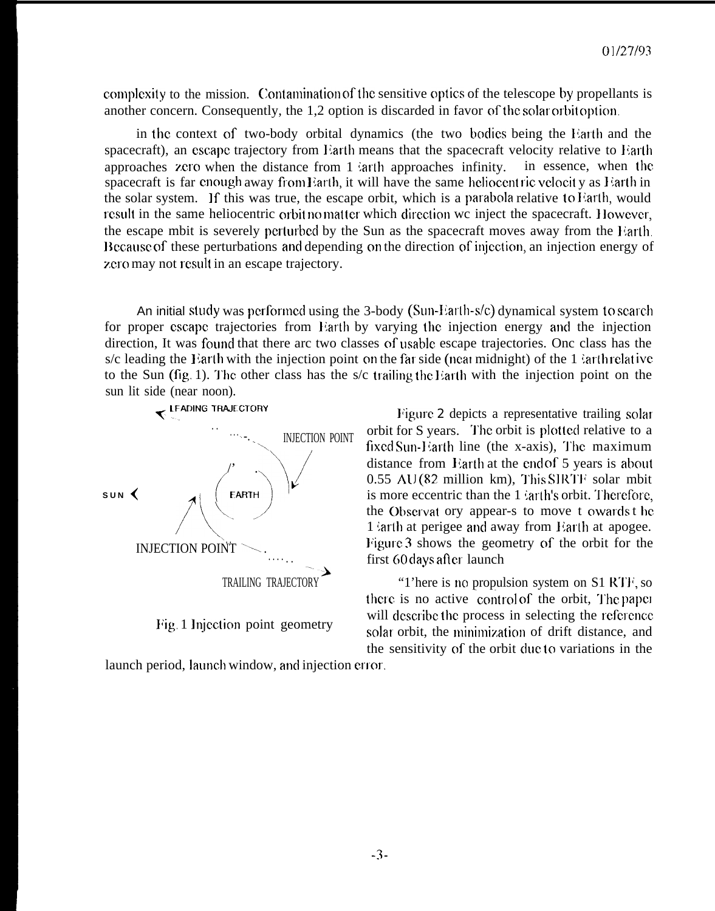complexity to the mission. Contamination of the sensitive optics of the telescope by propellants is another concern. Consequently, the L2 option is discarded in favor of the solar orbit option.

In the context of two-body orbital dynamics (the two bodies being the Earth and the spacecraft), an escape trajectory from Earth means that the spacecraft velocity relative to Earth approaches zero when the distance from Earth approaches infinity. In essence, when the spacecraft is far enough away from Earth, it will have the same heliocentric velocity as Earth in the solar system. If this was true, the escape orbit, which is a parabola relative to Earth, would result in the same heliocentric orbit no matter which direction we inject the spacecraft. However, the escape orbit is severely perturbed by the Sun as the spacecraft moves away from the Earth. Because of these perturbations and depending on the direction of injection, an injection energy of zero may not result in an escape trajectory.

An initial study was performed using the 3-body (Sun-Earth-s/c) dynamical system to search for proper escape trajectories from Earth by varying the injection energy and the injection direction. It was found that there are two classes of usable escape trajectories. One class has the s/c leading the Earth with the injection point on the far side (near midnight) of the Earth relative to the Sun (fig. 1). The other class has the s/c trailing the Earth with the injection point on the sun lit side (near noon).

LEADING TRAJECTORY

INJECTION POINT

SUN

EARTH

INJECTION POINT

TRAILING TRAJECTORY

Fig. 1 Injection point geometry

Figure 2 depicts a representative trailing solar orbit for 5 years. The orbit is plotted relative to a fixed Sun-Earth line (the x-axis). The maximum distance from Earth at the end of 5 years is about 0.55 AU (82 million km). This SIRTF solar orbit is more eccentric than the Earth's orbit. Therefore, the Observatory appears to move towards the Earth at perigee and away from Earth at apogee. Figure 3 shows the geometry of the orbit for the first 60 days after launch

There is no propulsion system on SIRTF, so there is no active control of the orbit. The paper will describe the process in selecting the reference solar orbit, the minimization of drift distance, and the sensitivity of the orbit due to variations in the launch period, launch window, and injection error.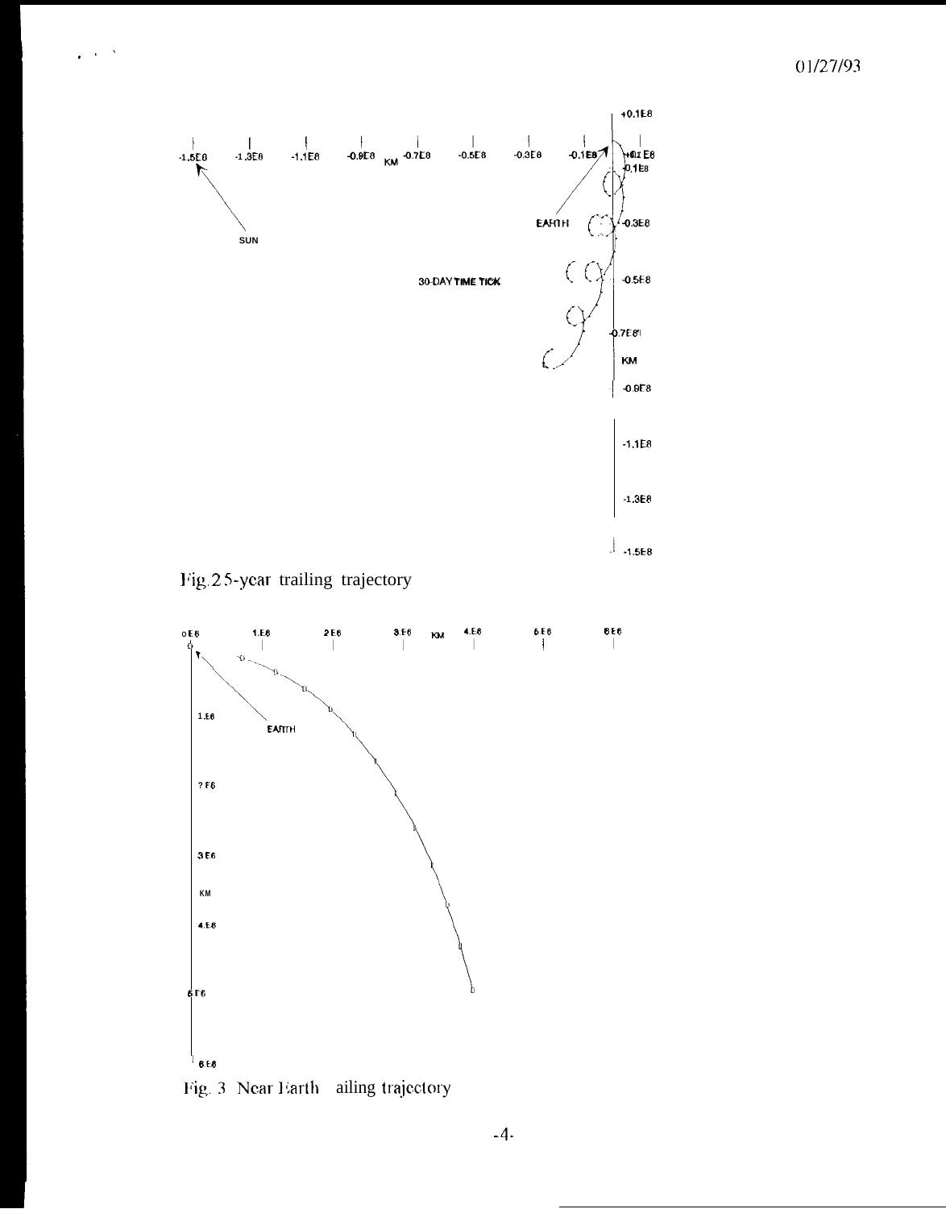01/27/93

+0.1E8

-1.5E8 -1.3E8 -1.1E8 -0.9E8 KM -0.7E8 -0.5E8 -0.3E8 -0.1E8 +0.1E8

-0.1E8

SUN

EARTH

-0.3E8

30-DAY TIME TICK

-0.5E8

-0.7E8

KM

-0.9E8

-1.1E8

-1.3E8

-1.5E8

Fig. 2 5-year trailing trajectory

0 E6 1.E6 2 E6 3 E6 KM 4.E6 5 E6 6 E6

1.E6

EARTH

? E6

3 E6

KM

4.E6

5 E6

6 E6

Fig. 3 Near Earth ailing trajectory